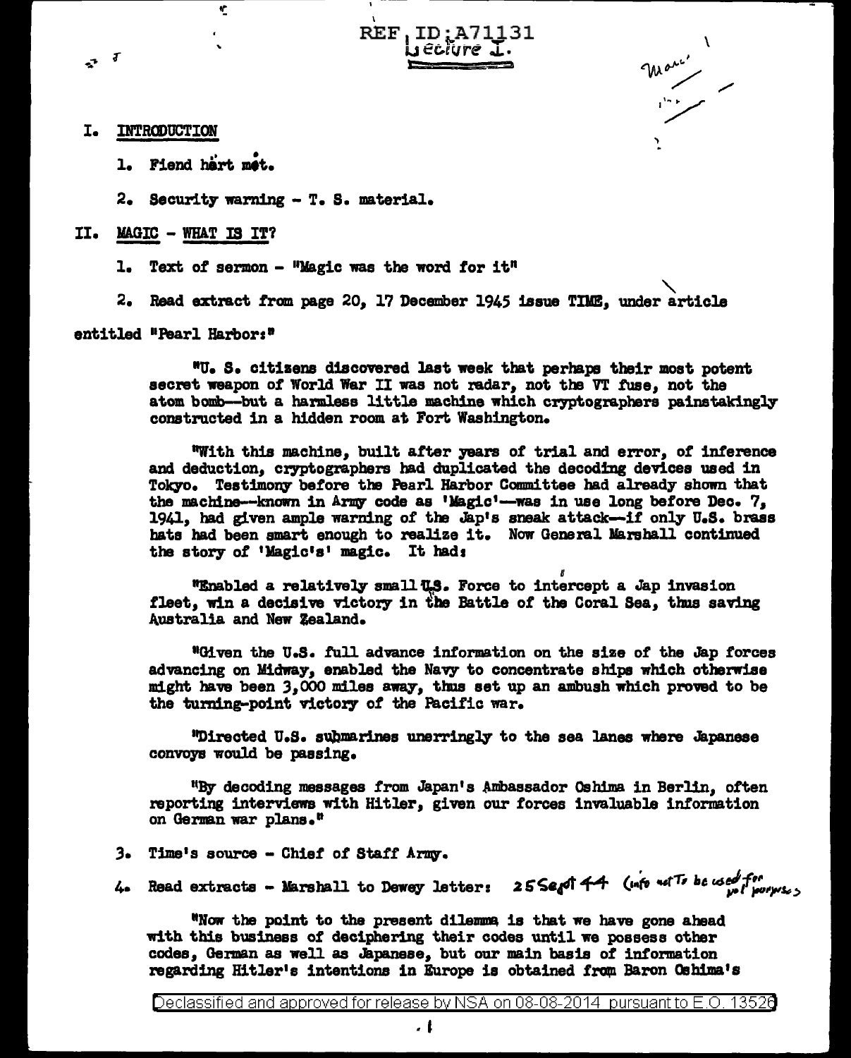REF ID:A71131

Lecture I.

I. INTRODUCTION

1. Fiend hȧrt mėt.

2. Security warning - T. S. material.

II. MAGIC - WHAT IS IT?

1. Text of sermon - "Magic was the word for it"

2. Read extract from page 20, 17 December 1945 issue TIME, under article entitled "Pearl Harbor:"

> "U. S. citizens discovered last week that perhaps their most potent secret weapon of World War II was not radar, not the VT fuse, not the atom bomb—but a harmless little machine which cryptographers painstakingly constructed in a hidden room at Fort Washington.
>
> "With this machine, built after years of trial and error, of inference and deduction, cryptographers had duplicated the decoding devices used in Tokyo. Testimony before the Pearl Harbor Committee had already shown that the machine—known in Army code as 'Magic'—was in use long before Dec. 7, 1941, had given ample warning of the Jap's sneak attack—if only U.S. brass hats had been smart enough to realize it. Now General Marshall continued the story of 'Magic's' magic. It had:
>
> "Enabled a relatively small U.S. Force to intercept a Jap invasion fleet, win a decisive victory in the Battle of the Coral Sea, thus saving Australia and New Zealand.
>
> "Given the U.S. full advance information on the size of the Jap forces advancing on Midway, enabled the Navy to concentrate ships which otherwise might have been 3,000 miles away, thus set up an ambush which proved to be the turning-point victory of the Pacific war.
>
> "Directed U.S. submarines unerringly to the sea lanes where Japanese convoys would be passing.
>
> "By decoding messages from Japan's Ambassador Oshima in Berlin, often reporting interviews with Hitler, given our forces invaluable information on German war plans."

3. Time's source - Chief of Staff Army.

4. Read extracts - Marshall to Dewey letter: 25 Sept 44 (info not to be used for pol purposes)

> "Now the point to the present dilemma is that we have gone ahead with this business of deciphering their codes until we possess other codes, German as well as Japanese, but our main basis of information regarding Hitler's intentions in Europe is obtained from Baron Oshima's

Declassified and approved for release by NSA on 08-08-2014 pursuant to E.O. 13526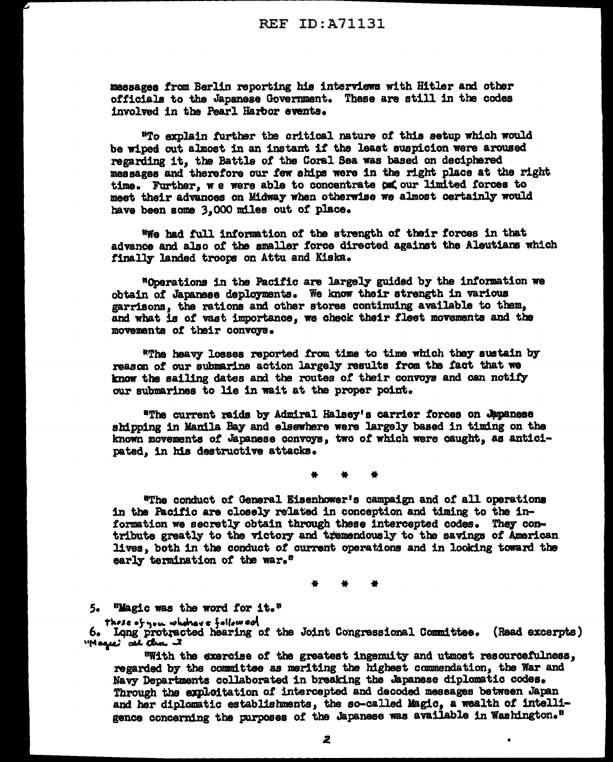messages from Berlin reporting his interviews with Hitler and other officials to the Japanese Government. These are still in the codes involved in the Pearl Harbor events.

"To explain further the critical nature of this setup which would be wiped out almost in an instant if the least suspicion were aroused regarding it, the Battle of the Coral Sea was based on deciphered messages and therefore our few ships were in the right place at the right time. Further, we were able to concentrate ~~on~~ our limited forces to meet their advances on Midway when otherwise we almost certainly would have been some 3,000 miles out of place.

"We had full information of the strength of their forces in that advance and also of the smaller force directed against the Aleutians which finally landed troops on Attu and Kiska.

"Operations in the Pacific are largely guided by the information we obtain of Japanese deployments. We know their strength in various garrisons, the rations and other stores continuing available to them, and what is of vast importance, we check their fleet movements and the movements of their convoys.

"The heavy losses reported from time to time which they sustain by reason of our submarine action largely results from the fact that we know the sailing dates and the routes of their convoys and can notify our submarines to lie in wait at the proper point.

"The current raids by Admiral Halsey's carrier forces on Japanese shipping in Manila Bay and elsewhere were largely based in timing on the known movements of Japanese convoys, two of which were caught, as anticipated, in his destructive attacks.

\* \* \*

"The conduct of General Eisenhower's campaign and of all operations in the Pacific are closely related in conception and timing to the information we secretly obtain through these intercepted codes. They contribute greatly to the victory and tremendously to the savings of American lives, both in the conduct of current operations and in looking toward the early termination of the war."

\* \* \*

5. "Magic was the word for it."

6. *Those of you who have followed* Long protracted hearing of the Joint Congressional Committee. (Read excerpts) *"Magic" and then I*

"With the exercise of the greatest ingenuity and utmost resourcefulness, regarded by the committee as meriting the highest commendation, the War and Navy Departments collaborated in breaking the Japanese diplomatic codes. Through the exploitation of intercepted and decoded messages between Japan and her diplomatic establishments, the so-called Magic, a wealth of intelligence concerning the purposes of the Japanese was available in Washington."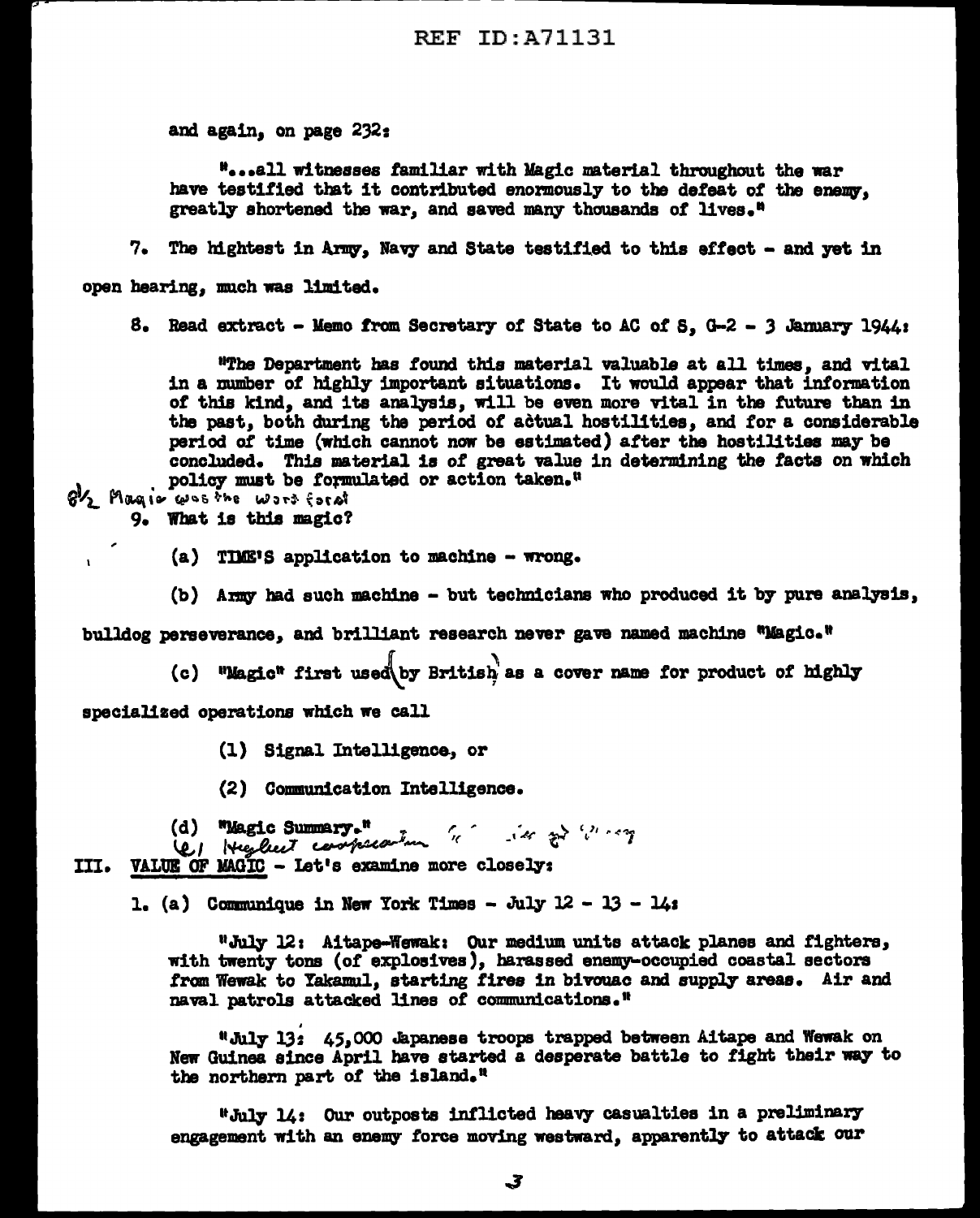and again, on page 232:

"...all witnesses familiar with Magic material throughout the war have testified that it contributed enormously to the defeat of the enemy, greatly shortened the war, and saved many thousands of lives."

7. The hightest in Army, Navy and State testified to this effect - and yet in open hearing, much was limited.

8. Read extract - Memo from Secretary of State to AC of S, G-2 - 3 January 1944:

"The Department has found this material valuable at all times, and vital in a number of highly important situations. It would appear that information of this kind, and its analysis, will be even more vital in the future than in the past, both during the period of actual hostilities, and for a considerable period of time (which cannot now be estimated) after the hostilities may be concluded. This material is of great value in determining the facts on which policy must be formulated or action taken."

8½ Magic was the word forat

9. What is this magic?

(a) TIME'S application to machine - wrong.

(b) Army had such machine - but technicians who produced it by pure analysis, bulldog perseverance, and brilliant research never gave named machine "Magic."

(c) "Magic" first used by British as a cover name for product of highly specialized operations which we call

(1) Signal Intelligence, or

(2) Communication Intelligence.

(d) "Magic Summary."

(e) Highest cooperation " " ... 

III. VALUE OF MAGIC - Let's examine more closely:

1. (a) Communique in New York Times - July 12 - 13 - 14:

"July 12: Aitape-Wewak: Our medium units attack planes and fighters, with twenty tons (of explosives), harassed enemy-occupied coastal sectors from Wewak to Yakamul, starting fires in bivouac and supply areas. Air and naval patrols attacked lines of communications."

"July 13: 45,000 Japanese troops trapped between Aitape and Wewak on New Guinea since April have started a desperate battle to fight their way to the northern part of the island."

"July 14: Our outposts inflicted heavy casualties in a preliminary engagement with an enemy force moving westward, apparently to attack our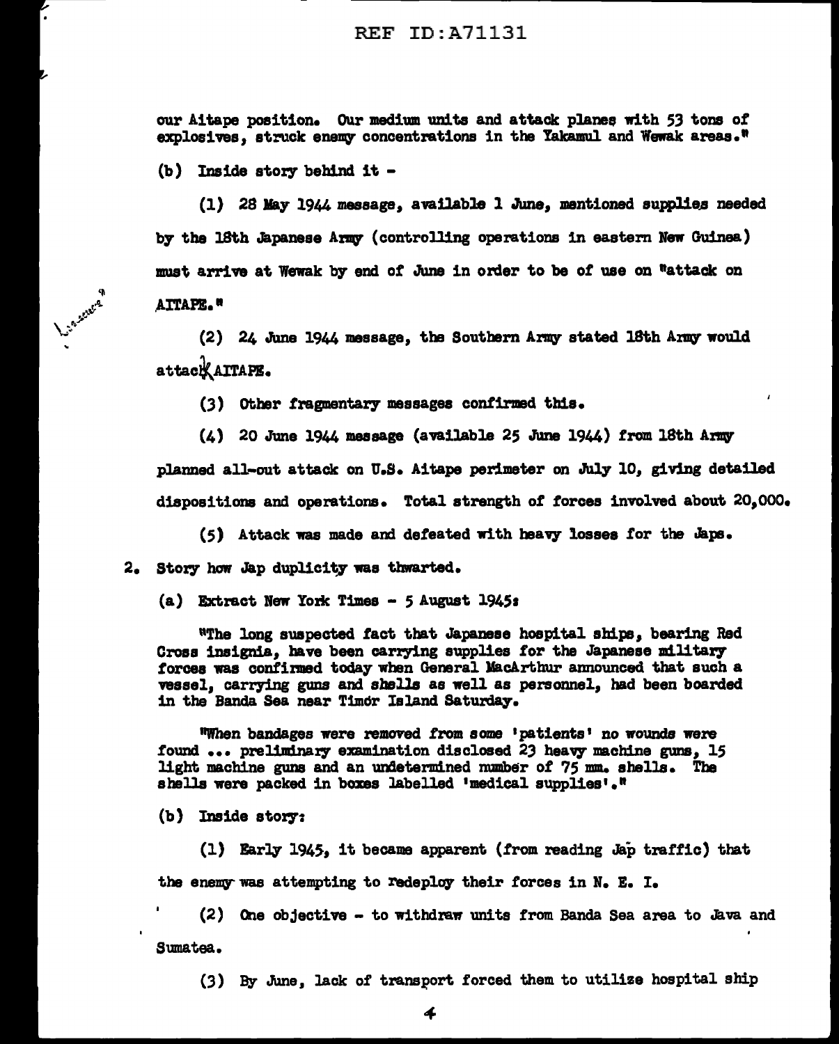our Aitape position. Our medium units and attack planes with 53 tons of explosives, struck enemy concentrations in the Yakamul and Wewak areas."

(b) Inside story behind it -

(1) 28 May 1944 message, available 1 June, mentioned supplies needed by the 18th Japanese Army (controlling operations in eastern New Guinea) must arrive at Wewak by end of June in order to be of use on "attack on AITAPE."

(2) 24 June 1944 message, the Southern Army stated 18th Army would attack AITAPE.

(3) Other fragmentary messages confirmed this.

(4) 20 June 1944 message (available 25 June 1944) from 18th Army planned all-out attack on U.S. Aitape perimeter on July 10, giving detailed dispositions and operations. Total strength of forces involved about 20,000.

(5) Attack was made and defeated with heavy losses for the Japs.

2. Story how Jap duplicity was thwarted.

(a) Extract New York Times - 5 August 1945:

"The long suspected fact that Japanese hospital ships, bearing Red Cross insignia, have been carrying supplies for the Japanese military forces was confirmed today when General MacArthur announced that such a vessel, carrying guns and shells as well as personnel, had been boarded in the Banda Sea near Timor Island Saturday.

"When bandages were removed from some 'patients' no wounds were found ... preliminary examination disclosed 23 heavy machine guns, 15 light machine guns and an undetermined number of 75 mm. shells. The shells were packed in boxes labelled 'medical supplies'."

(b) Inside story:

(1) Early 1945, it became apparent (from reading Jap traffic) that the enemy was attempting to redeploy their forces in N. E. I.

(2) One objective - to withdraw units from Banda Sea area to Java and Sumatea.

(3) By June, lack of transport forced them to utilize hospital ship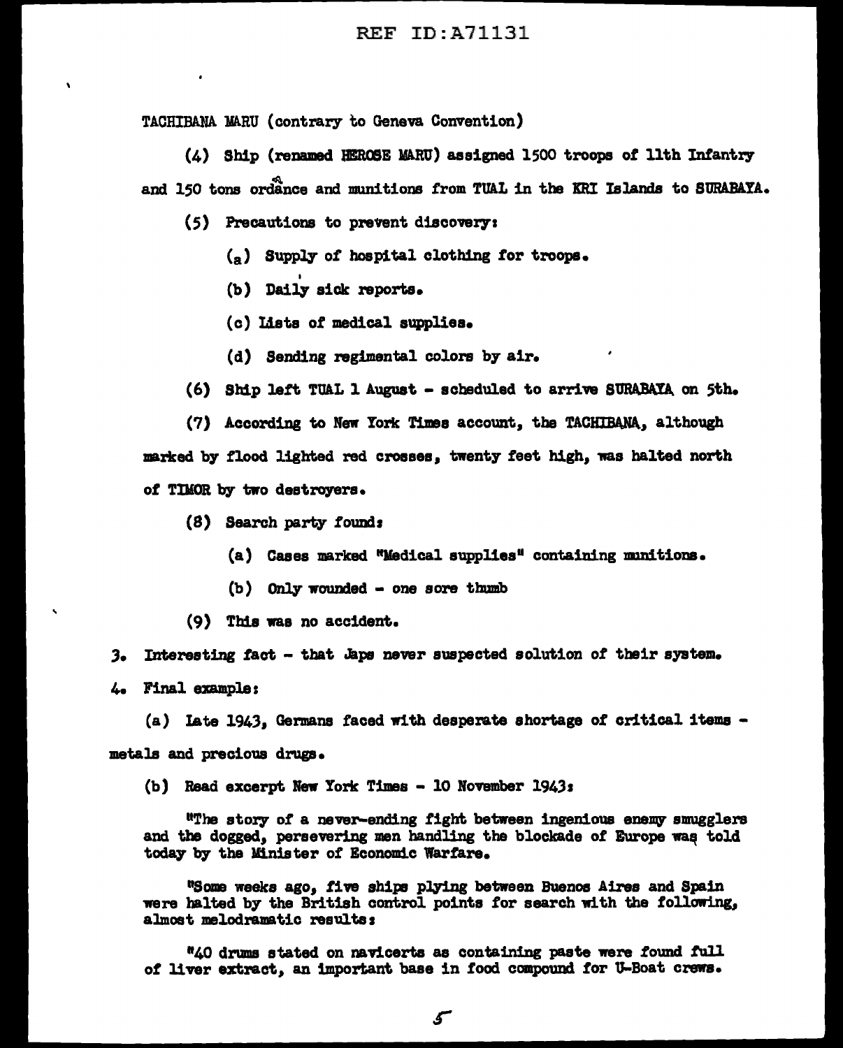TACHIBANA MARU (contrary to Geneva Convention)

(4) Ship (renamed HEROSE MARU) assigned 1500 troops of 11th Infantry and 150 tons ordance and munitions from TUAL in the KRI Islands to SURABAYA.

(5) Precautions to prevent discovery:

(a) Supply of hospital clothing for troops.

(b) Daily sick reports.

(c) Lists of medical supplies.

(d) Sending regimental colors by air.

(6) Ship left TUAL 1 August - scheduled to arrive SURABAYA on 5th.

(7) According to New York Times account, the TACHIBANA, although marked by flood lighted red crosses, twenty feet high, was halted north of TIMOR by two destroyers.

(8) Search party found:

(a) Cases marked "Medical supplies" containing munitions.

(b) Only wounded - one sore thumb

(9) This was no accident.

3. Interesting fact - that Japs never suspected solution of their system.

4. Final example:

(a) Late 1943, Germans faced with desperate shortage of critical items - metals and precious drugs.

(b) Read excerpt New York Times - 10 November 1943:

"The story of a never-ending fight between ingenious enemy smugglers and the dogged, persevering men handling the blockade of Europe was told today by the Minister of Economic Warfare.

"Some weeks ago, five ships plying between Buenos Aires and Spain were halted by the British control points for search with the following, almost melodramatic results:

"40 drums stated on navicerts as containing paste were found full of liver extract, an important base in food compound for U-Boat crews.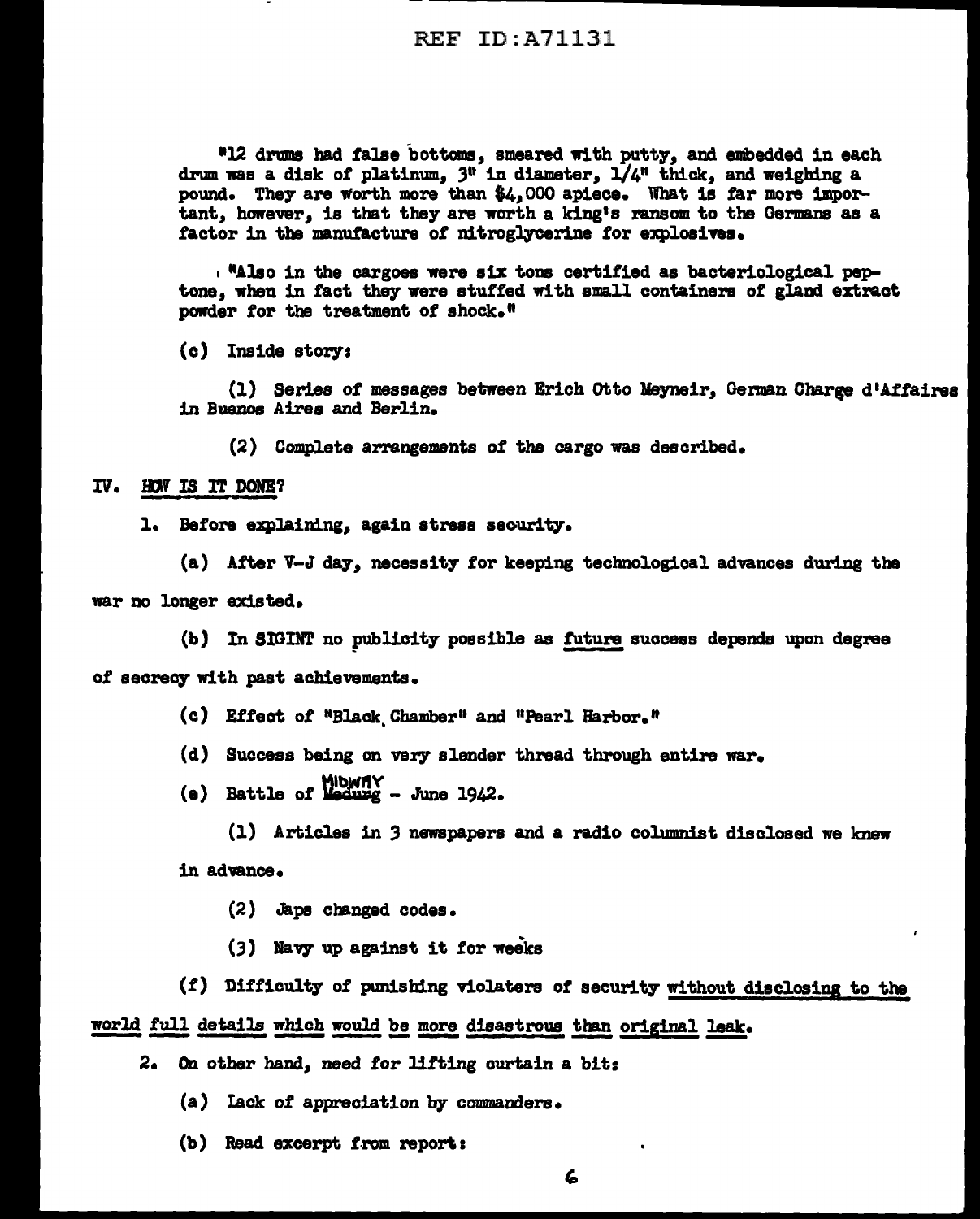"12 drums had false bottoms, smeared with putty, and embedded in each drum was a disk of platinum, 3" in diameter, 1/4" thick, and weighing a pound. They are worth more than $4,000 apiece. What is far more important, however, is that they are worth a king's ransom to the Germans as a factor in the manufacture of nitroglycerine for explosives.

"Also in the cargoes were six tons certified as bacteriological peptone, when in fact they were stuffed with small containers of gland extract powder for the treatment of shock."

(c) Inside story:

(1) Series of messages between Erich Otto Meyneir, German Charge d'Affaires in Buenos Aires and Berlin.

(2) Complete arrangements of the cargo was described.

IV. <u>HOW IS IT DONE?</u>

1. Before explaining, again stress security.

(a) After V-J day, necessity for keeping technological advances during the war no longer existed.

(b) In SIGINT no publicity possible as <u>future</u> success depends upon degree of secrecy with past achievements.

(c) Effect of "Black Chamber" and "Pearl Harbor."

(d) Success being on very slender thread through entire war.

(e) Battle of ~~Medusg~~ MIDWAY - June 1942.

(1) Articles in 3 newspapers and a radio columnist disclosed we knew in advance.

(2) Japs changed codes.

(3) Navy up against it for weeks

(f) Difficulty of punishing violaters of security <u>without disclosing to the world full details which would be more disastrous than original leak.</u>

2. On other hand, need for lifting curtain a bit:

(a) Lack of appreciation by commanders.

(b) Read excerpt from report: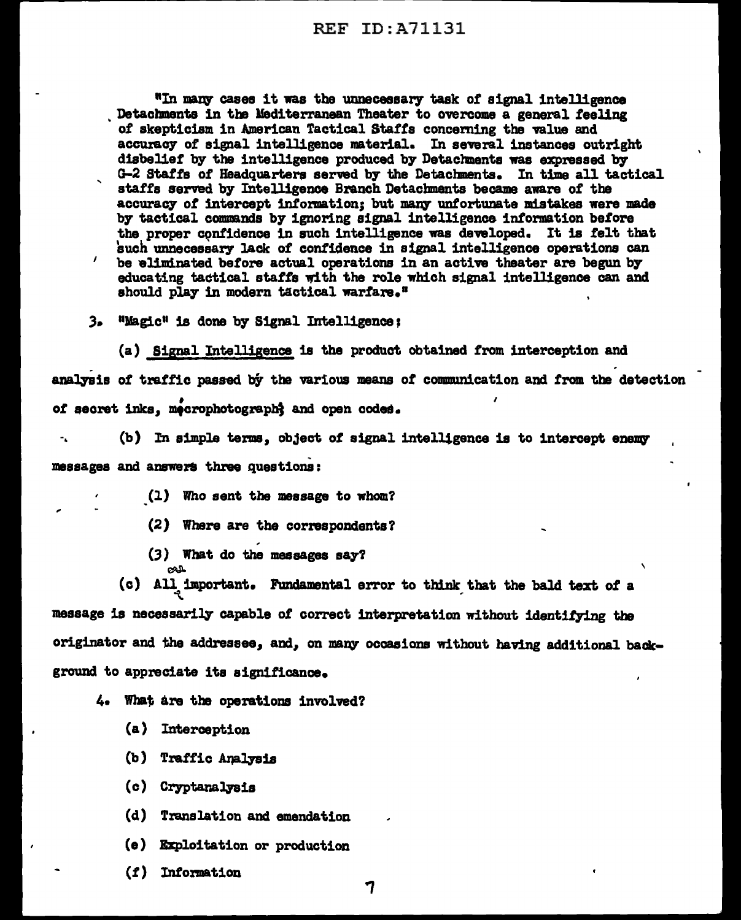"In many cases it was the unnecessary task of signal intelligence Detachments in the Mediterranean Theater to overcome a general feeling of skepticism in American Tactical Staffs concerning the value and accuracy of signal intelligence material. In several instances outright disbelief by the intelligence produced by Detachments was expressed by G-2 Staffs of Headquarters served by the Detachments. In time all tactical staffs served by Intelligence Branch Detachments became aware of the accuracy of intercept information; but many unfortunate mistakes were made by tactical commands by ignoring signal intelligence information before the proper confidence in such intelligence was developed. It is felt that such unnecessary lack of confidence in signal intelligence operations can be eliminated before actual operations in an active theater are begun by educating tactical staffs with the role which signal intelligence can and should play in modern tactical warfare."

3. "Magic" is done by Signal Intelligence:

(a) Signal Intelligence is the product obtained from interception and analysis of traffic passed by the various means of communication and from the detection of secret inks, microphotography and open codes.

(b) In simple terms, object of signal intelligence is to intercept enemy messages and answers three questions:

(1) Who sent the message to whom?

(2) Where are the correspondents?

(3) What do the messages say?

(c) All are important. Fundamental error to think that the bald text of a message is necessarily capable of correct interpretation without identifying the originator and the addressee, and, on many occasions without having additional background to appreciate its significance.

4. What are the operations involved?

(a) Interception

(b) Traffic Analysis

(c) Cryptanalysis

(d) Translation and emendation

(e) Exploitation or production

(f) Information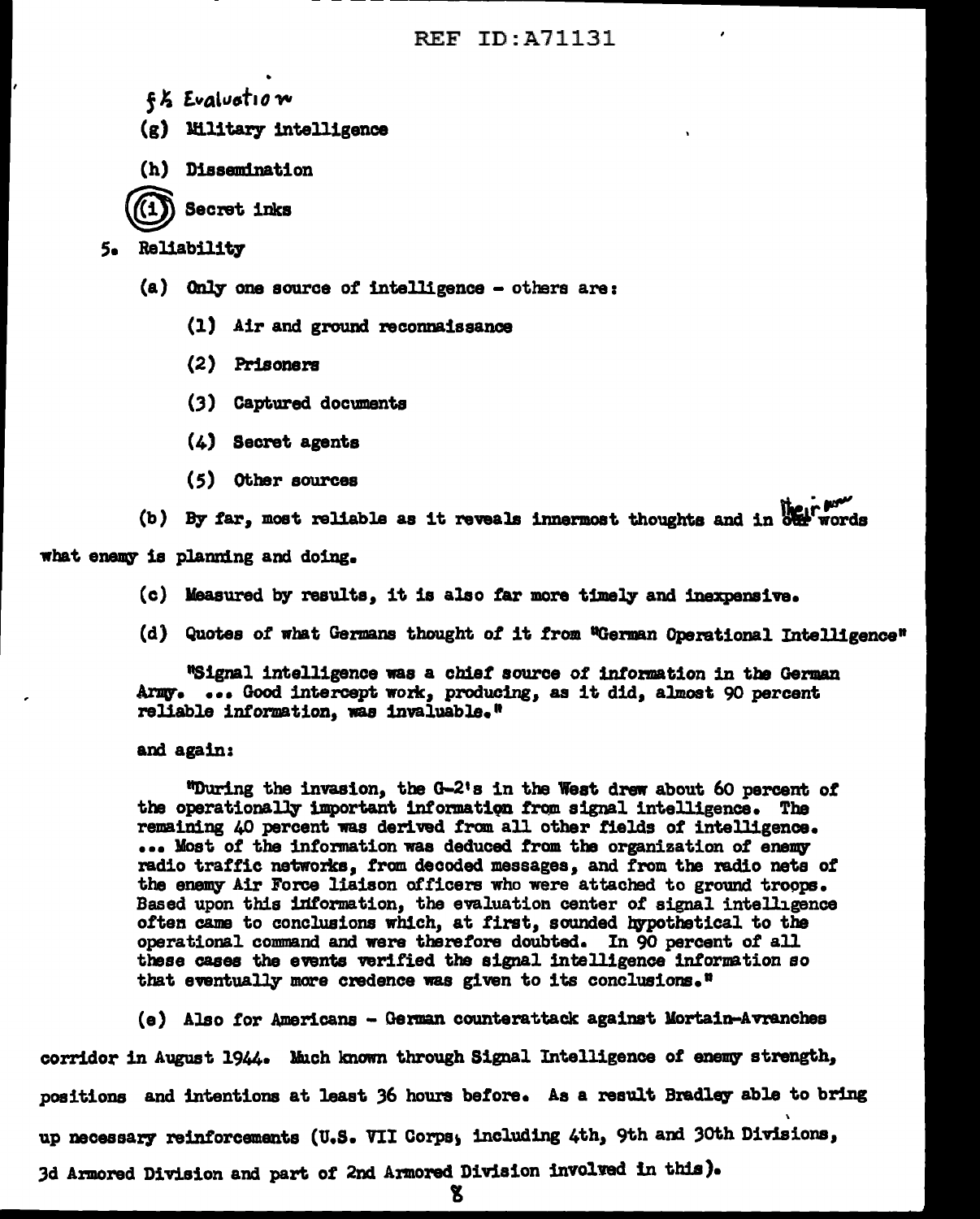§ h Evaluation

(g) Military intelligence

(h) Dissemination

(i) Secret inks

5. Reliability

(a) Only one source of intelligence - others are:

(1) Air and ground reconnaissance

(2) Prisoners

(3) Captured documents

(4) Secret agents

(5) Other sources

(b) By far, most reliable as it reveals innermost thoughts and in their own words what enemy is planning and doing.

(c) Measured by results, it is also far more timely and inexpensive.

(d) Quotes of what Germans thought of it from "German Operational Intelligence"

"Signal intelligence was a chief source of information in the German Army. ... Good intercept work, producing, as it did, almost 90 percent reliable information, was invaluable."

and again:

"During the invasion, the G-2's in the West drew about 60 percent of the operationally important information from signal intelligence. The remaining 40 percent was derived from all other fields of intelligence. ... Most of the information was deduced from the organization of enemy radio traffic networks, from decoded messages, and from the radio nets of the enemy Air Force liaison officers who were attached to ground troops. Based upon this information, the evaluation center of signal intelligence often came to conclusions which, at first, sounded hypothetical to the operational command and were therefore doubted. In 90 percent of all these cases the events verified the signal intelligence information so that eventually more credence was given to its conclusions."

(e) Also for Americans - German counterattack against Mortain-Avranches corridor in August 1944. Much known through Signal Intelligence of enemy strength, positions and intentions at least 36 hours before. As a result Bradley able to bring up necessary reinforcements (U.S. VII Corps, including 4th, 9th and 30th Divisions, 3d Armored Division and part of 2nd Armored Division involved in this).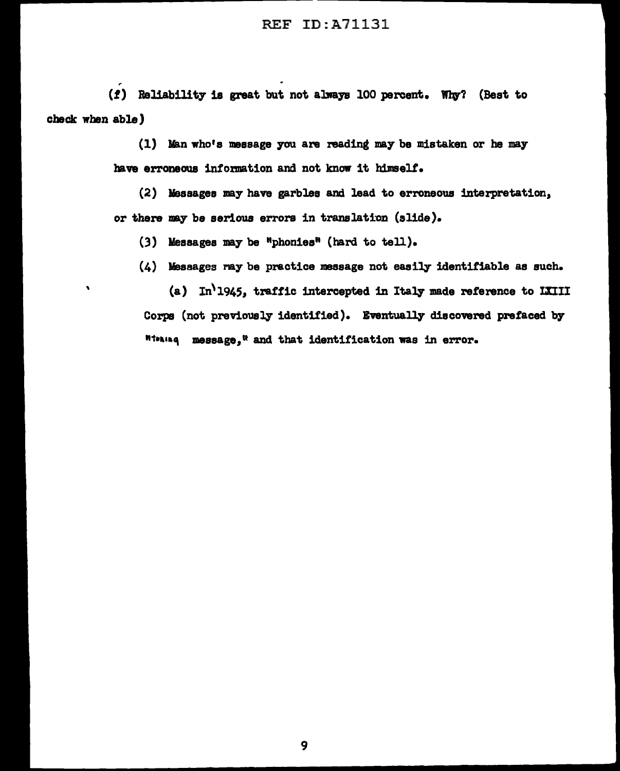(f) Reliability is great but not always 100 percent. Why? (Best to check when able)

(1) Man who's message you are reading may be mistaken or he may have erroneous information and not know it himself.

(2) Messages may have garbles and lead to erroneous interpretation, or there may be serious errors in translation (slide).

(3) Messages may be "phonies" (hard to tell).

(4) Messages may be practice message not easily identifiable as such.

(a) In 1945, traffic intercepted in Italy made reference to LXIII Corps (not previously identified). Eventually discovered prefaced by "training message," and that identification was in error.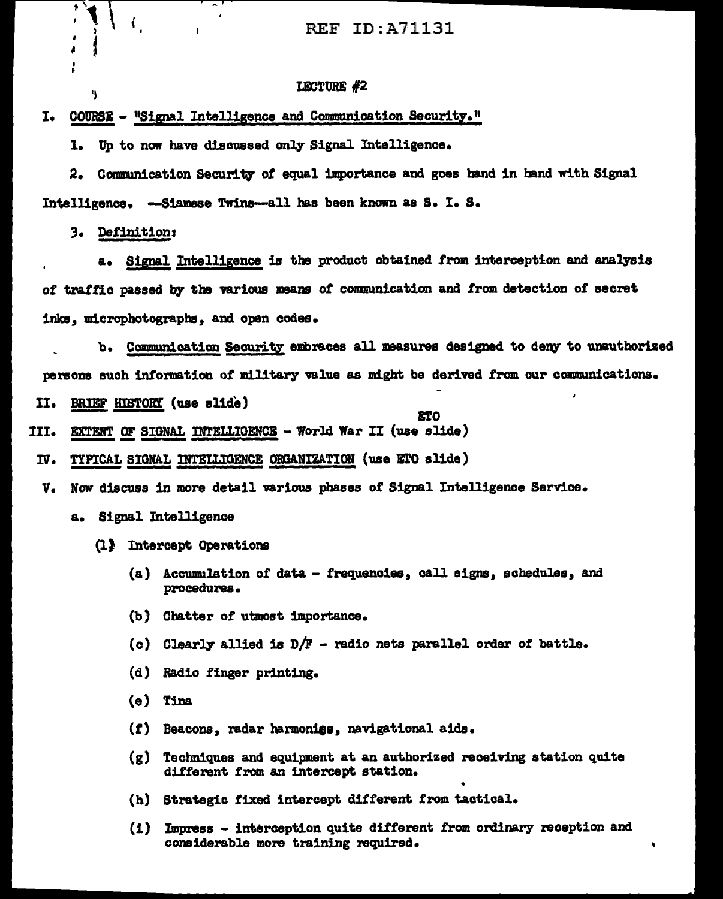REF ID:A71131

## LECTURE #2

I. COURSE - "Signal Intelligence and Communication Security."

1. Up to now have discussed only Signal Intelligence.

2. Communication Security of equal importance and goes hand in hand with Signal Intelligence. --Siamese Twins--all has been known as S. I. S.

3. Definition:

a. Signal Intelligence is the product obtained from interception and analysis of traffic passed by the various means of communication and from detection of secret inks, microphotographs, and open codes.

b. Communication Security embraces all measures designed to deny to unauthorized persons such information of military value as might be derived from our communications.

II. BRIEF HISTORY (use slide)

III. EXTENT OF SIGNAL INTELLIGENCE - World War II (use ETO slide)

IV. TYPICAL SIGNAL INTELLIGENCE ORGANIZATION (use ETO slide)

V. Now discuss in more detail various phases of Signal Intelligence Service.

a. Signal Intelligence

(1) Intercept Operations

(a) Accumulation of data - frequencies, call signs, schedules, and procedures.

(b) Chatter of utmost importance.

(c) Clearly allied is D/F - radio nets parallel order of battle.

(d) Radio finger printing.

(e) Tina

(f) Beacons, radar harmonies, navigational aids.

(g) Techniques and equipment at an authorized receiving station quite different from an intercept station.

(h) Strategic fixed intercept different from tactical.

(i) Impress - interception quite different from ordinary reception and considerable more training required.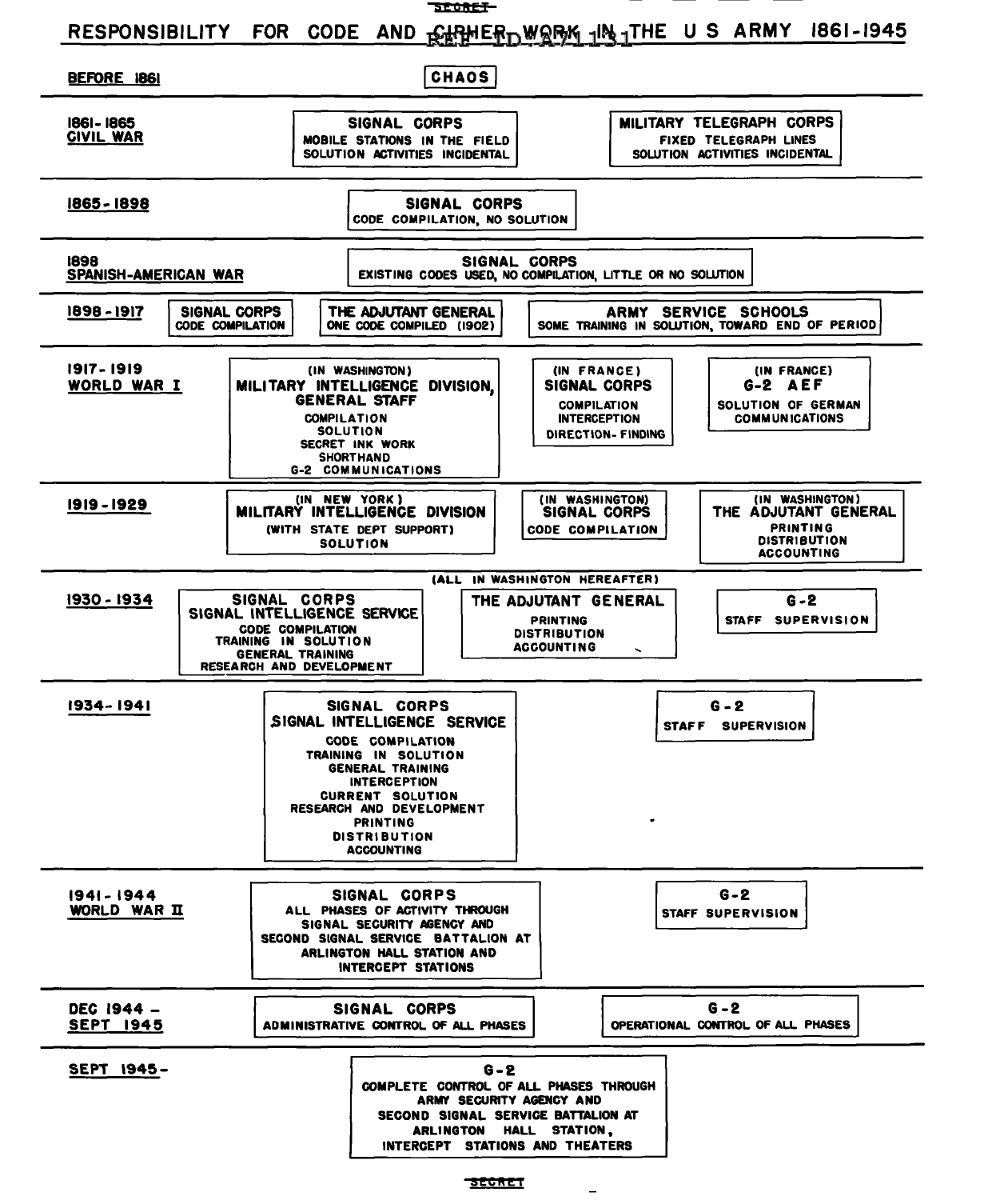# RESPONSIBILITY FOR CODE AND CIPHER WORK IN THE U S ARMY 1861-1945

**BEFORE 1861**

CHAOS

---

**1861-1865 CIVIL WAR**

**SIGNAL CORPS**
MOBILE STATIONS IN THE FIELD
SOLUTION ACTIVITIES INCIDENTAL

**MILITARY TELEGRAPH CORPS**
FIXED TELEGRAPH LINES
SOLUTION ACTIVITIES INCIDENTAL

---

**1865-1898**

**SIGNAL CORPS**
CODE COMPILATION, NO SOLUTION

---

**1898 SPANISH-AMERICAN WAR**

**SIGNAL CORPS**
EXISTING CODES USED, NO COMPILATION, LITTLE OR NO SOLUTION

---

**1898-1917**

**SIGNAL CORPS**
CODE COMPILATION

**THE ADJUTANT GENERAL**
ONE CODE COMPILED (1902)

**ARMY SERVICE SCHOOLS**
SOME TRAINING IN SOLUTION, TOWARD END OF PERIOD

---

**1917-1919 WORLD WAR I**

(IN WASHINGTON)
**MILITARY INTELLIGENCE DIVISION, GENERAL STAFF**
COMPILATION
SOLUTION
SECRET INK WORK
SHORTHAND
G-2 COMMUNICATIONS

(IN FRANCE)
**SIGNAL CORPS**
COMPILATION
INTERCEPTION
DIRECTION-FINDING

(IN FRANCE)
**G-2 AEF**
SOLUTION OF GERMAN COMMUNICATIONS

---

**1919-1929**

(IN NEW YORK)
**MILITARY INTELLIGENCE DIVISION**
(WITH STATE DEPT SUPPORT)
SOLUTION

(IN WASHINGTON)
**SIGNAL CORPS**
CODE COMPILATION

(IN WASHINGTON)
**THE ADJUTANT GENERAL**
PRINTING
DISTRIBUTION
ACCOUNTING

---

(ALL IN WASHINGTON HEREAFTER)

**1930-1934**

**SIGNAL CORPS SIGNAL INTELLIGENCE SERVICE**
CODE COMPILATION
TRAINING IN SOLUTION
GENERAL TRAINING
RESEARCH AND DEVELOPMENT

**THE ADJUTANT GENERAL**
PRINTING
DISTRIBUTION
ACCOUNTING

**G-2**
STAFF SUPERVISION

---

**1934-1941**

**SIGNAL CORPS SIGNAL INTELLIGENCE SERVICE**
CODE COMPILATION
TRAINING IN SOLUTION
GENERAL TRAINING
INTERCEPTION
CURRENT SOLUTION
RESEARCH AND DEVELOPMENT
PRINTING
DISTRIBUTION
ACCOUNTING

**G-2**
STAFF SUPERVISION

---

**1941-1944 WORLD WAR II**

**SIGNAL CORPS**
ALL PHASES OF ACTIVITY THROUGH SIGNAL SECURITY AGENCY AND SECOND SIGNAL SERVICE BATTALION AT ARLINGTON HALL STATION AND INTERCEPT STATIONS

**G-2**
STAFF SUPERVISION

---

**DEC 1944 - SEPT 1945**

**SIGNAL CORPS**
ADMINISTRATIVE CONTROL OF ALL PHASES

**G-2**
OPERATIONAL CONTROL OF ALL PHASES

---

**SEPT 1945-**

**G-2**
COMPLETE CONTROL OF ALL PHASES THROUGH ARMY SECURITY AGENCY AND SECOND SIGNAL SERVICE BATTALION AT ARLINGTON HALL STATION, INTERCEPT STATIONS AND THEATERS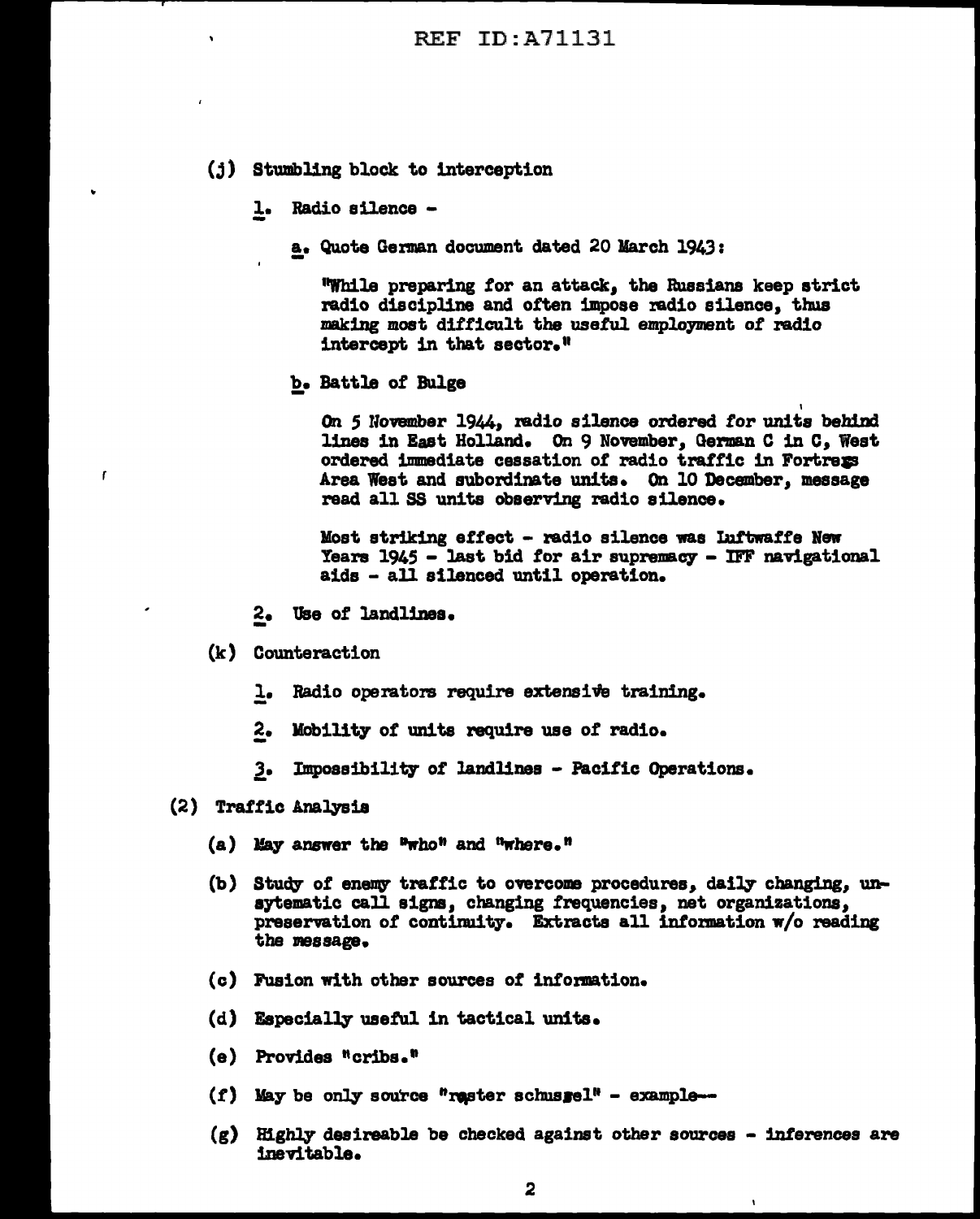(j) Stumbling block to interception

1. Radio silence -

a. Quote German document dated 20 March 1943:

"While preparing for an attack, the Russians keep strict radio discipline and often impose radio silence, thus making most difficult the useful employment of radio intercept in that sector."

b. Battle of Bulge

On 5 November 1944, radio silence ordered for units behind lines in East Holland. On 9 November, German C in C, West ordered immediate cessation of radio traffic in Fortress Area West and subordinate units. On 10 December, message read all SS units observing radio silence.

Most striking effect - radio silence was Luftwaffe New Years 1945 - last bid for air supremacy - IFF navigational aids - all silenced until operation.

2. Use of landlines.

(k) Counteraction

1. Radio operators require extensive training.

2. Mobility of units require use of radio.

3. Impossibility of landlines - Pacific Operations.

(2) Traffic Analysis

(a) May answer the "who" and "where."

(b) Study of enemy traffic to overcome procedures, daily changing, unsytematic call signs, changing frequencies, net organizations, preservation of continuity. Extracts all information w/o reading the message.

(c) Fusion with other sources of information.

(d) Especially useful in tactical units.

(e) Provides "cribs."

(f) May be only source "raster schussel" - example--

(g) Highly desireable be checked against other sources - inferences are inevitable.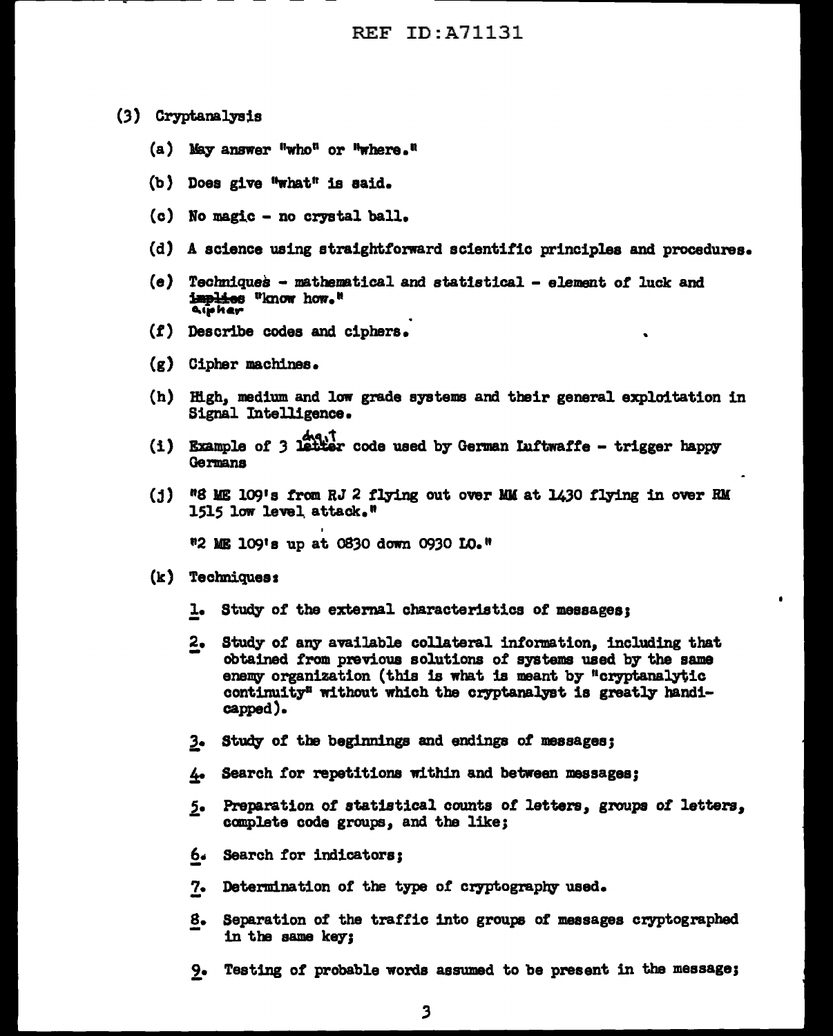(3) Cryptanalysis

(a) May answer "who" or "where."

(b) Does give "what" is said.

(c) No magic - no crystal ball.

(d) A science using straightforward scientific principles and procedures.

(e) Techniques - mathematical and statistical - element of luck and ~~implies~~ cipher "know how."

(f) Describe codes and ciphers.

(g) Cipher machines.

(h) High, medium and low grade systems and their general exploitation in Signal Intelligence.

(i) Example of 3 ~~letter~~ digit code used by German Luftwaffe - trigger happy Germans

(j) "8 ME 109's from RJ 2 flying out over MM at 1430 flying in over RM 1515 low level attack."

"2 ME 109's up at 0830 down 0930 LO."

(k) Techniques:

1. Study of the external characteristics of messages;

2. Study of any available collateral information, including that obtained from previous solutions of systems used by the same enemy organization (this is what is meant by "cryptanalytic continuity" without which the cryptanalyst is greatly handicapped).

3. Study of the beginnings and endings of messages;

4. Search for repetitions within and between messages;

5. Preparation of statistical counts of letters, groups of letters, complete code groups, and the like;

6. Search for indicators;

7. Determination of the type of cryptography used.

8. Separation of the traffic into groups of messages cryptographed in the same key;

9. Testing of probable words assumed to be present in the message;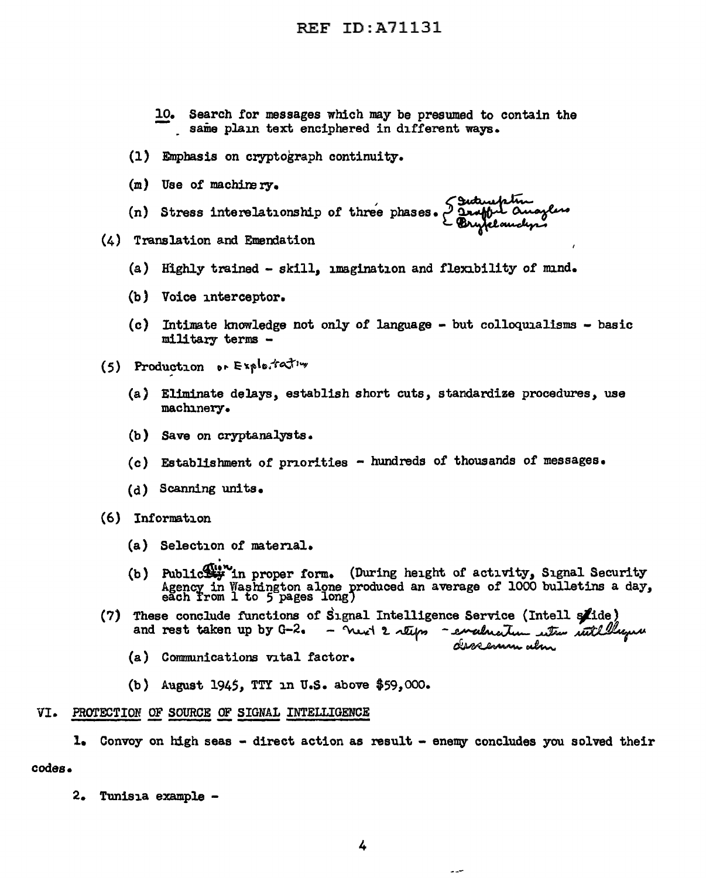10. Search for messages which may be presumed to contain the same plain text enciphered in different ways.

(l) Emphasis on cryptograph continuity.

(m) Use of machinery.

(n) Stress interelationship of three phases. { Interception / Traffic analysis / Cryptanalysis }

(4) Translation and Emendation

(a) Highly trained - skill, imagination and flexibility of mind.

(b) Voice interceptor.

(c) Intimate knowledge not only of language - but colloquialisms - basic military terms -

(5) Production or Exploitation

(a) Eliminate delays, establish short cuts, standardize procedures, use machinery.

(b) Save on cryptanalysts.

(c) Establishment of priorities - hundreds of thousands of messages.

(d) Scanning units.

(6) Information

(a) Selection of material.

(b) Publication in proper form. (During height of activity, Signal Security Agency in Washington alone produced an average of 1000 bulletins a day, each from 1 to 5 pages long)

(7) These conclude functions of Signal Intelligence Service (Intell slide) and rest taken up by G-2. - next 2 steps - evaluation into intelligence dissemination

(a) Communications vital factor.

(b) August 1945, TTY in U.S. above $59,000.

## VI. PROTECTION OF SOURCE OF SIGNAL INTELLIGENCE

1. Convoy on high seas - direct action as result - enemy concludes you solved their codes.

2. Tunisia example -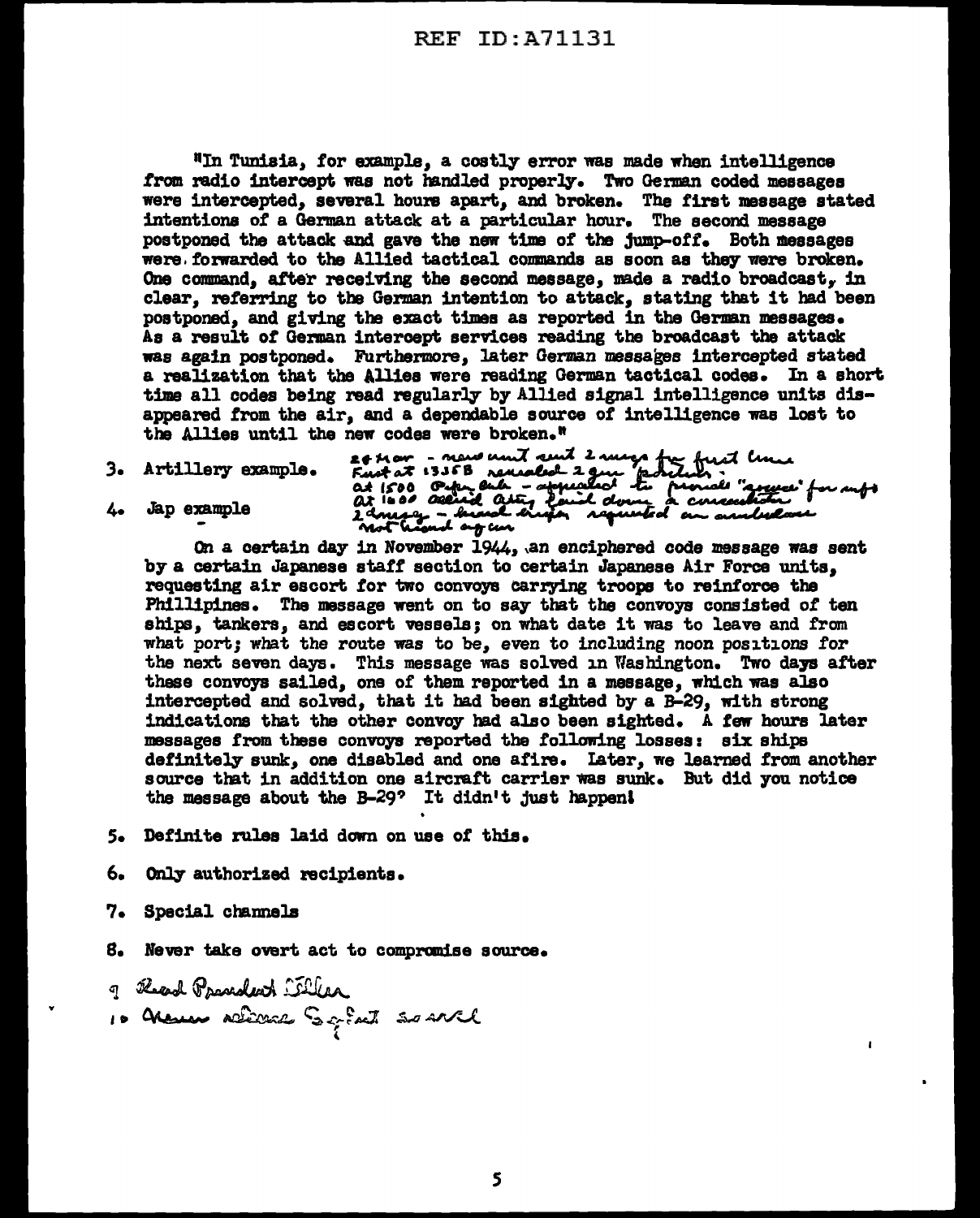"In Tunisia, for example, a costly error was made when intelligence from radio intercept was not handled properly. Two German coded messages were intercepted, several hours apart, and broken. The first message stated intentions of a German attack at a particular hour. The second message postponed the attack and gave the new time of the jump-off. Both messages were forwarded to the Allied tactical commands as soon as they were broken. One command, after receiving the second message, made a radio broadcast, in clear, referring to the German intention to attack, stating that it had been postponed, and giving the exact times as reported in the German messages. As a result of German intercept services reading the broadcast the attack was again postponed. Furthermore, later German messages intercepted stated a realization that the Allies were reading German tactical codes. In a short time all codes being read regularly by Allied signal intelligence units disappeared from the air, and a dependable source of intelligence was lost to the Allies until the new codes were broken."

3. Artillery example. 24 Mar - new unit sent 2 msgs for first time. First at 1335B revealed 2 gun position. At 1500 Opn Order - appealed to provide "source" for info. At 1600 Allied Arty laid down a concentration. 2 duty - hand drafter requested an ambulance. Not heard again.

4. Jap example

On a certain day in November 1944, an enciphered code message was sent by a certain Japanese staff section to certain Japanese Air Force units, requesting air escort for two convoys carrying troops to reinforce the Phillipines. The message went on to say that the convoys consisted of ten ships, tankers, and escort vessels; on what date it was to leave and from what port; what the route was to be, even to including noon positions for the next seven days. This message was solved in Washington. Two days after these convoys sailed, one of them reported in a message, which was also intercepted and solved, that it had been sighted by a B-29, with strong indications that the other convoy had also been sighted. A few hours later messages from these convoys reported the following losses: six ships definitely sunk, one disabled and one afire. Later, we learned from another source that in addition one aircraft carrier was sunk. But did you notice the message about the B-29? It didn't just happen!

5. Definite rules laid down on use of this.

6. Only authorized recipients.

7. Special channels

8. Never take overt act to compromise source.

9. Read President Letter

10. Never discuss Sp Intel [illegible]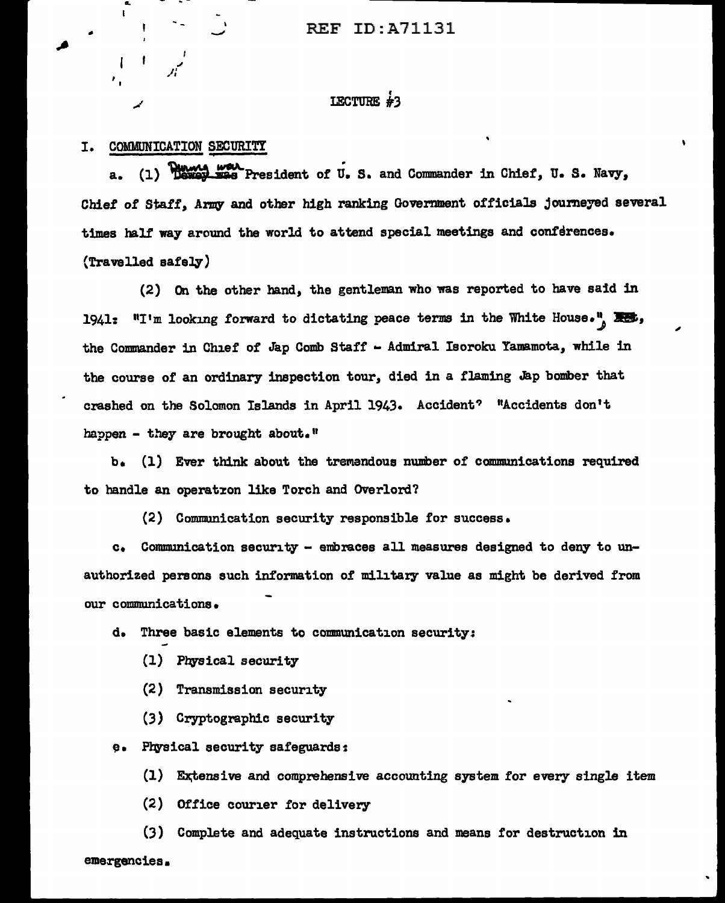REF ID:A71131

# LECTURE #3

## I. COMMUNICATION SECURITY

a. (1) During war President of U. S. and Commander in Chief, U. S. Navy, Chief of Staff, Army and other high ranking Government officials journeyed several times half way around the world to attend special meetings and conferences. (Travelled safely)

(2) On the other hand, the gentleman who was reported to have said in 1941: "I'm looking forward to dictating peace terms in the White House.", the Commander in Chief of Jap Comb Staff - Admiral Isoroku Yamamota, while in the course of an ordinary inspection tour, died in a flaming Jap bomber that crashed on the Solomon Islands in April 1943. Accident? "Accidents don't happen - they are brought about."

b. (1) Ever think about the tremendous number of communications required to handle an operation like Torch and Overlord?

(2) Communication security responsible for success.

c. Communication security - embraces all measures designed to deny to unauthorized persons such information of military value as might be derived from our communications.

d. Three basic elements to communication security:

(1) Physical security

(2) Transmission security

(3) Cryptographic security

e. Physical security safeguards:

(1) Extensive and comprehensive accounting system for every single item

(2) Office courier for delivery

(3) Complete and adequate instructions and means for destruction in emergencies.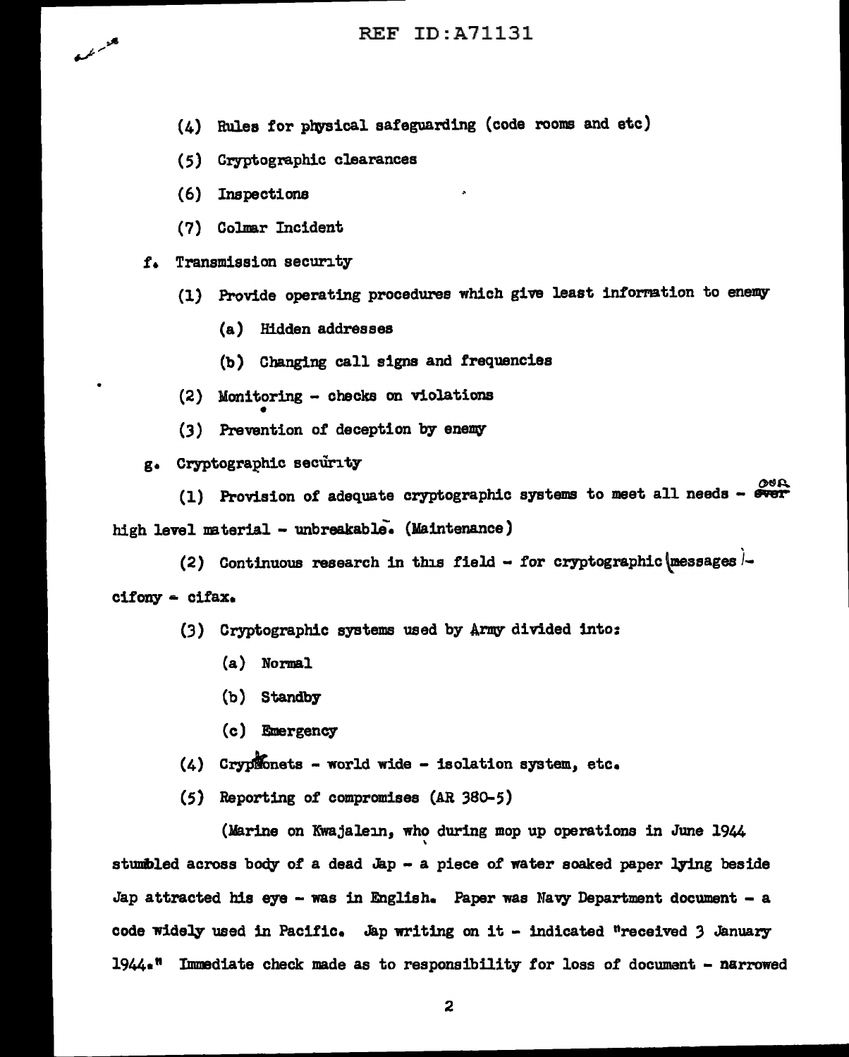(4) Rules for physical safeguarding (code rooms and etc)

(5) Cryptographic clearances

(6) Inspections

(7) Colmar Incident

f. Transmission security

(1) Provide operating procedures which give least information to enemy

(a) Hidden addresses

(b) Changing call signs and frequencies

(2) Monitoring - checks on violations

(3) Prevention of deception by enemy

g. Cryptographic security

(1) Provision of adequate cryptographic systems to meet all needs - our high level material - unbreakable. (Maintenance)

(2) Continuous research in this field - for cryptographic messages - cifony - cifax.

(3) Cryptographic systems used by Army divided into:

(a) Normal

(b) Standby

(c) Emergency

(4) Cryptonets - world wide - isolation system, etc.

(5) Reporting of compromises (AR 380-5)

(Marine on Kwajalein, who during mop up operations in June 1944 stumbled across body of a dead Jap - a piece of water soaked paper lying beside Jap attracted his eye - was in English. Paper was Navy Department document - a code widely used in Pacific. Jap writing on it - indicated "received 3 January 1944." Immediate check made as to responsibility for loss of document - narrowed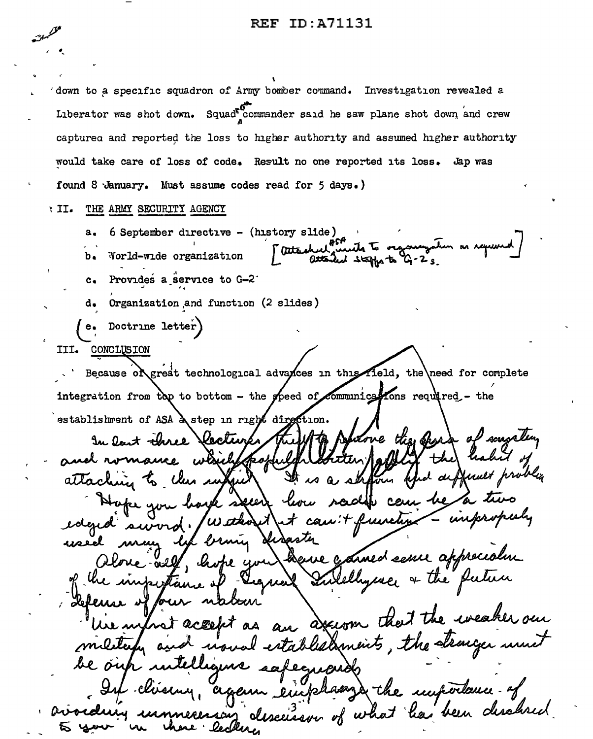down to a specific squadron of Army bomber command. Investigation revealed a Liberator was shot down. Squadron commander said he saw plane shot down and crew captured and reported the loss to higher authority and assumed higher authority would take care of loss of code. Result no one reported its loss. Jap was found 8 January. Must assume codes read for 5 days.)

II. THE ARMY SECURITY AGENCY

a. 6 September directive - (history slide)

b. World-wide organization [attached ASA units to organization as required
attached staffs to G-2s.]

c. Provides a service to G-2

d. Organization and function (2 slides)

(e. Doctrine letter)

III. CONCLUSION

Because of great technological advances in this field, the need for complete integration from top to bottom - the speed of communications required - the establishment of ASA a step in right direction.

In last three lectures tried to remove the aura of mystery and romance which popular writers have the habit of attaching to this subject. It is a serious and difficult problem.

Hope you have seen how radio can be a two edged sword. Without it can't function - improperly used may bring disaster.

Above all, hope you have gained some appreciation of the importance of Signal Intelligence & the future defense of our nation.

We must accept as an axiom that the weaker our military and naval establishments, the stronger must be our intelligence safeguards.

In closing, again emphasize the importance of avoiding unnecessary discussion of what has been disclosed to you in these lectures.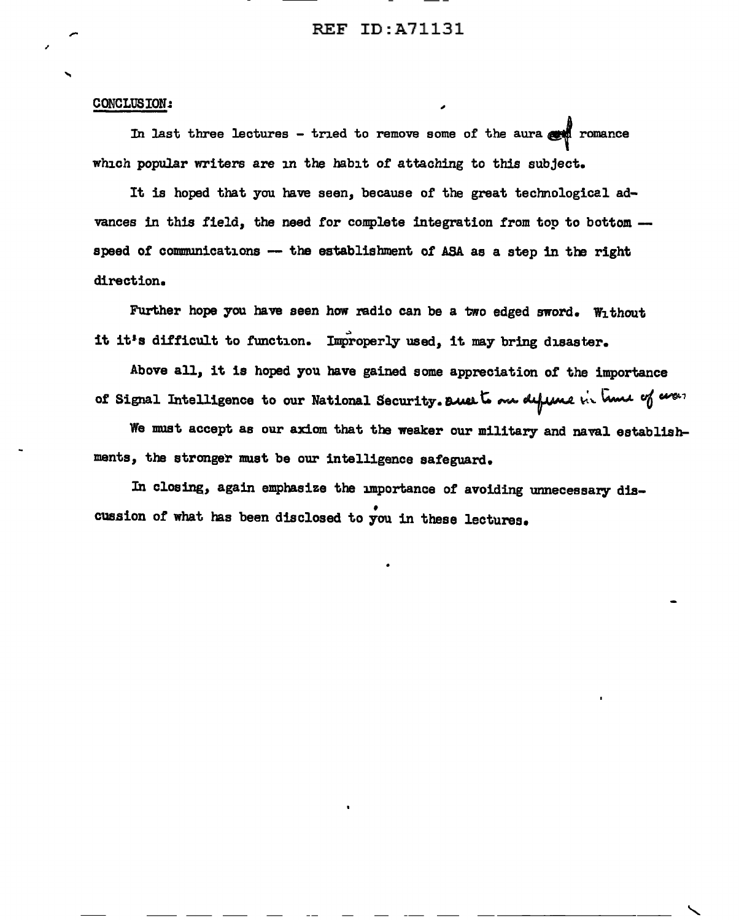CONCLUSION:

In last three lectures - tried to remove some of the aura and romance which popular writers are in the habit of attaching to this subject.

It is hoped that you have seen, because of the great technological advances in this field, the need for complete integration from top to bottom — speed of communications — the establishment of ASA as a step in the right direction.

Further hope you have seen how radio can be a two edged sword. Without it it's difficult to function. Improperly used, it may bring disaster.

Above all, it is hoped you have gained some appreciation of the importance of Signal Intelligence to our National Security. and to our defense in time of war

We must accept as our axiom that the weaker our military and naval establishments, the stronger must be our intelligence safeguard.

In closing, again emphasize the importance of avoiding unnecessary discussion of what has been disclosed to you in these lectures.